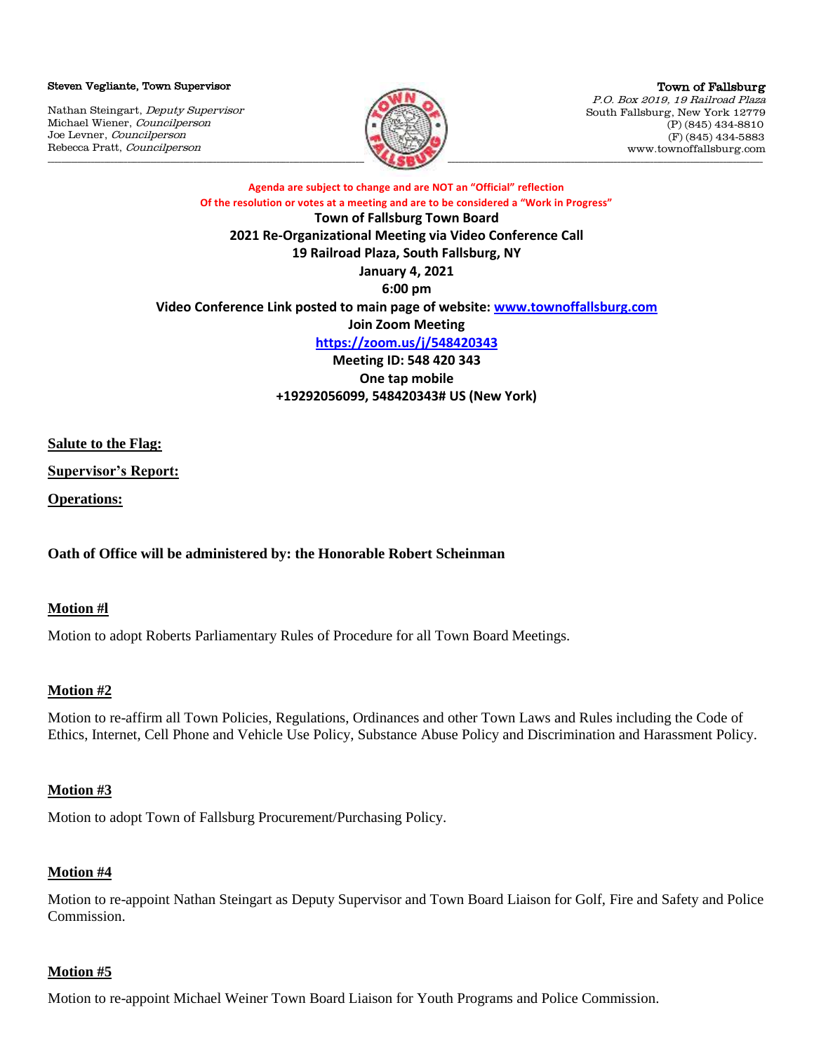**Steven Vegliante, Town Supervisor**

Nathan Steingart, *Deputy Supervisor*
Michael Wiener, *Councilperson*
Joe Levner, *Councilperson*
Rebecca Pratt, *Councilperson*

**Town of Fallsburg**
*P.O. Box 2019, 19 Railroad Plaza*
South Fallsburg, New York 12779
(P) (845) 434-8810
(F) (845) 434-5883
www.townoffallsburg.com

**Agenda are subject to change and are NOT an "Official" reflection**
**Of the resolution or votes at a meeting and are to be considered a "Work in Progress"**

**Town of Fallsburg Town Board**
**2021 Re-Organizational Meeting via Video Conference Call**
**19 Railroad Plaza, South Fallsburg, NY**
**January 4, 2021**
**6:00 pm**
**Video Conference Link posted to main page of website: www.townoffallsburg.com**
**Join Zoom Meeting**
**https://zoom.us/j/548420343**
**Meeting ID: 548 420 343**
**One tap mobile**
**+19292056099, 548420343# US (New York)**

**Salute to the Flag:**

**Supervisor's Report:**

**Operations:**

**Oath of Office will be administered by: the Honorable Robert Scheinman**

**Motion #l**

Motion to adopt Roberts Parliamentary Rules of Procedure for all Town Board Meetings.

**Motion #2**

Motion to re-affirm all Town Policies, Regulations, Ordinances and other Town Laws and Rules including the Code of Ethics, Internet, Cell Phone and Vehicle Use Policy, Substance Abuse Policy and Discrimination and Harassment Policy.

**Motion #3**

Motion to adopt Town of Fallsburg Procurement/Purchasing Policy.

**Motion #4**

Motion to re-appoint Nathan Steingart as Deputy Supervisor and Town Board Liaison for Golf, Fire and Safety and Police Commission.

**Motion #5**

Motion to re-appoint Michael Weiner Town Board Liaison for Youth Programs and Police Commission.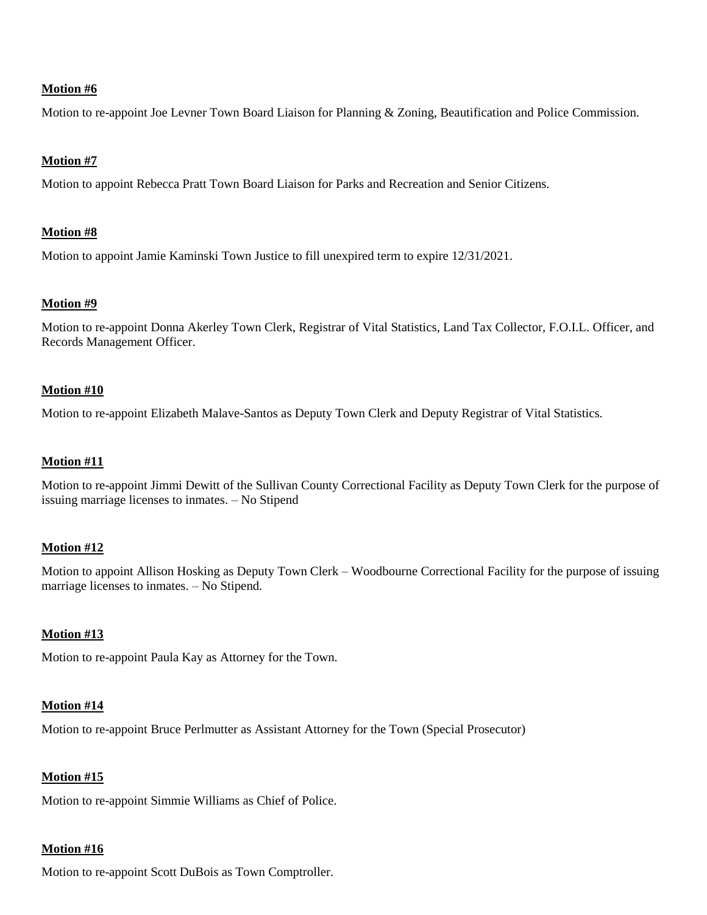**Motion #6**

Motion to re-appoint Joe Levner Town Board Liaison for Planning & Zoning, Beautification and Police Commission.

**Motion #7**

Motion to appoint Rebecca Pratt Town Board Liaison for Parks and Recreation and Senior Citizens.

**Motion #8**

Motion to appoint Jamie Kaminski Town Justice to fill unexpired term to expire 12/31/2021.

**Motion #9**

Motion to re-appoint Donna Akerley Town Clerk, Registrar of Vital Statistics, Land Tax Collector, F.O.I.L. Officer, and Records Management Officer.

**Motion #10**

Motion to re-appoint Elizabeth Malave-Santos as Deputy Town Clerk and Deputy Registrar of Vital Statistics.

**Motion #11**

Motion to re-appoint Jimmi Dewitt of the Sullivan County Correctional Facility as Deputy Town Clerk for the purpose of issuing marriage licenses to inmates. – No Stipend

**Motion #12**

Motion to appoint Allison Hosking as Deputy Town Clerk – Woodbourne Correctional Facility for the purpose of issuing marriage licenses to inmates. – No Stipend.

**Motion #13**

Motion to re-appoint Paula Kay as Attorney for the Town.

**Motion #14**

Motion to re-appoint Bruce Perlmutter as Assistant Attorney for the Town (Special Prosecutor)

**Motion #15**

Motion to re-appoint Simmie Williams as Chief of Police.

**Motion #16**

Motion to re-appoint Scott DuBois as Town Comptroller.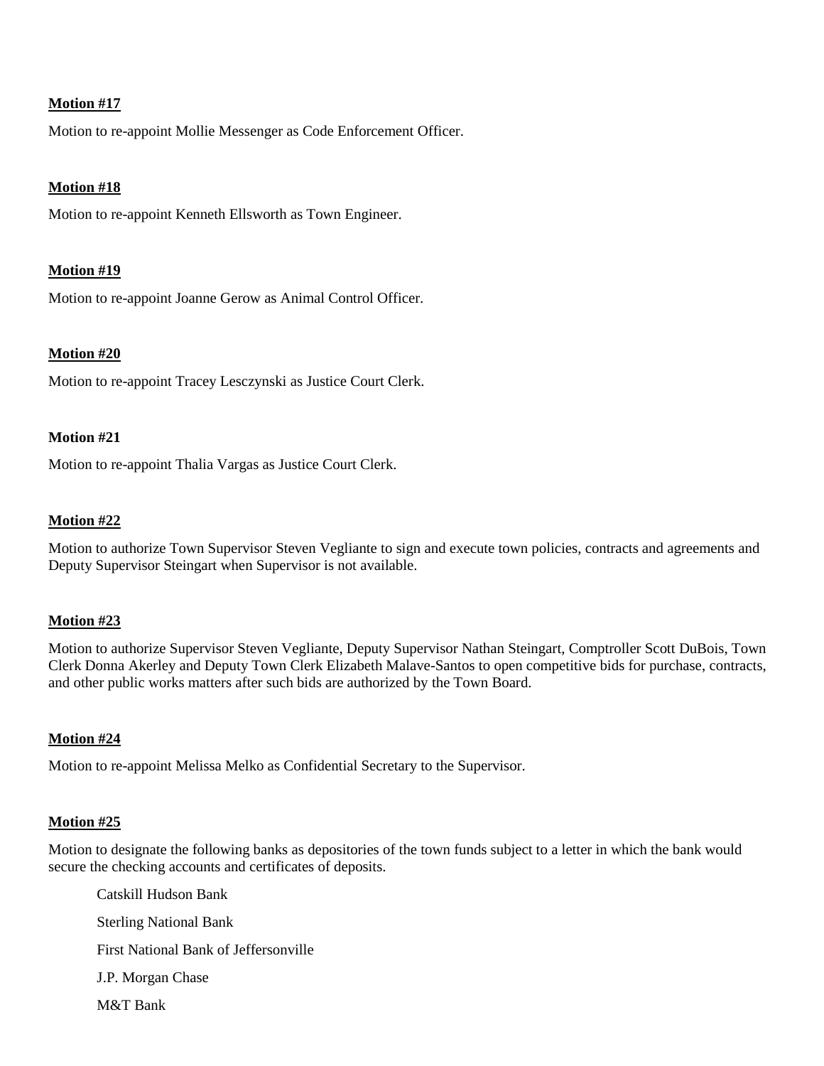**Motion #17**

Motion to re-appoint Mollie Messenger as Code Enforcement Officer.

**Motion #18**

Motion to re-appoint Kenneth Ellsworth as Town Engineer.

**Motion #19**

Motion to re-appoint Joanne Gerow as Animal Control Officer.

**Motion #20**

Motion to re-appoint Tracey Lesczynski as Justice Court Clerk.

**Motion #21**

Motion to re-appoint Thalia Vargas as Justice Court Clerk.

**Motion #22**

Motion to authorize Town Supervisor Steven Vegliante to sign and execute town policies, contracts and agreements and Deputy Supervisor Steingart when Supervisor is not available.

**Motion #23**

Motion to authorize Supervisor Steven Vegliante, Deputy Supervisor Nathan Steingart, Comptroller Scott DuBois, Town Clerk Donna Akerley and Deputy Town Clerk Elizabeth Malave-Santos to open competitive bids for purchase, contracts, and other public works matters after such bids are authorized by the Town Board.

**Motion #24**

Motion to re-appoint Melissa Melko as Confidential Secretary to the Supervisor.

**Motion #25**

Motion to designate the following banks as depositories of the town funds subject to a letter in which the bank would secure the checking accounts and certificates of deposits.

Catskill Hudson Bank

Sterling National Bank

First National Bank of Jeffersonville

J.P. Morgan Chase

M&T Bank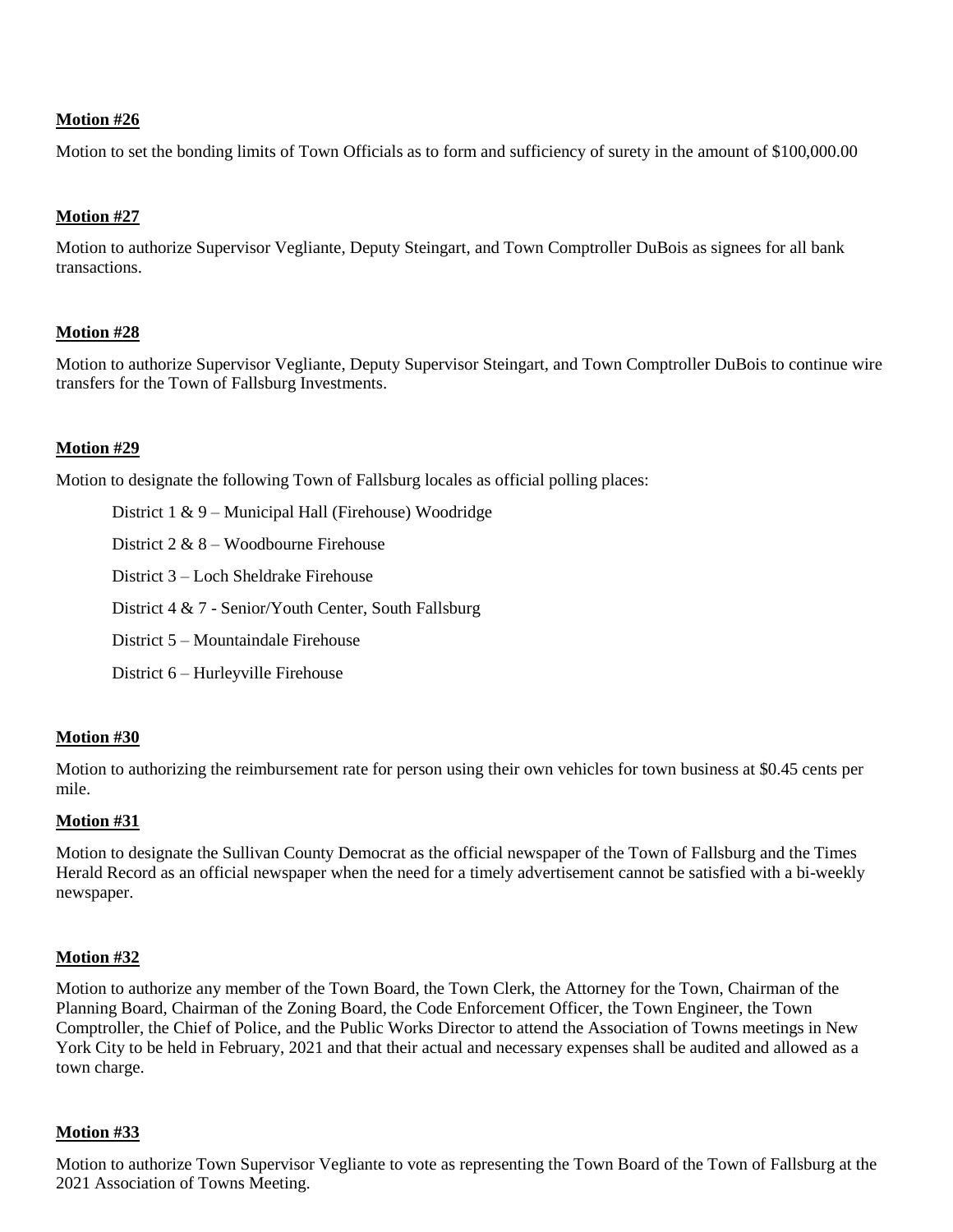**Motion #26**

Motion to set the bonding limits of Town Officials as to form and sufficiency of surety in the amount of $100,000.00

**Motion #27**

Motion to authorize Supervisor Vegliante, Deputy Steingart, and Town Comptroller DuBois as signees for all bank transactions.

**Motion #28**

Motion to authorize Supervisor Vegliante, Deputy Supervisor Steingart, and Town Comptroller DuBois to continue wire transfers for the Town of Fallsburg Investments.

**Motion #29**

Motion to designate the following Town of Fallsburg locales as official polling places:

District 1 & 9 – Municipal Hall (Firehouse) Woodridge

District 2 & 8 – Woodbourne Firehouse

District 3 – Loch Sheldrake Firehouse

District 4 & 7 - Senior/Youth Center, South Fallsburg

District 5 – Mountaindale Firehouse

District 6 – Hurleyville Firehouse

**Motion #30**

Motion to authorizing the reimbursement rate for person using their own vehicles for town business at $0.45 cents per mile.

**Motion #31**

Motion to designate the Sullivan County Democrat as the official newspaper of the Town of Fallsburg and the Times Herald Record as an official newspaper when the need for a timely advertisement cannot be satisfied with a bi-weekly newspaper.

**Motion #32**

Motion to authorize any member of the Town Board, the Town Clerk, the Attorney for the Town, Chairman of the Planning Board, Chairman of the Zoning Board, the Code Enforcement Officer, the Town Engineer, the Town Comptroller, the Chief of Police, and the Public Works Director to attend the Association of Towns meetings in New York City to be held in February, 2021 and that their actual and necessary expenses shall be audited and allowed as a town charge.

**Motion #33**

Motion to authorize Town Supervisor Vegliante to vote as representing the Town Board of the Town of Fallsburg at the 2021 Association of Towns Meeting.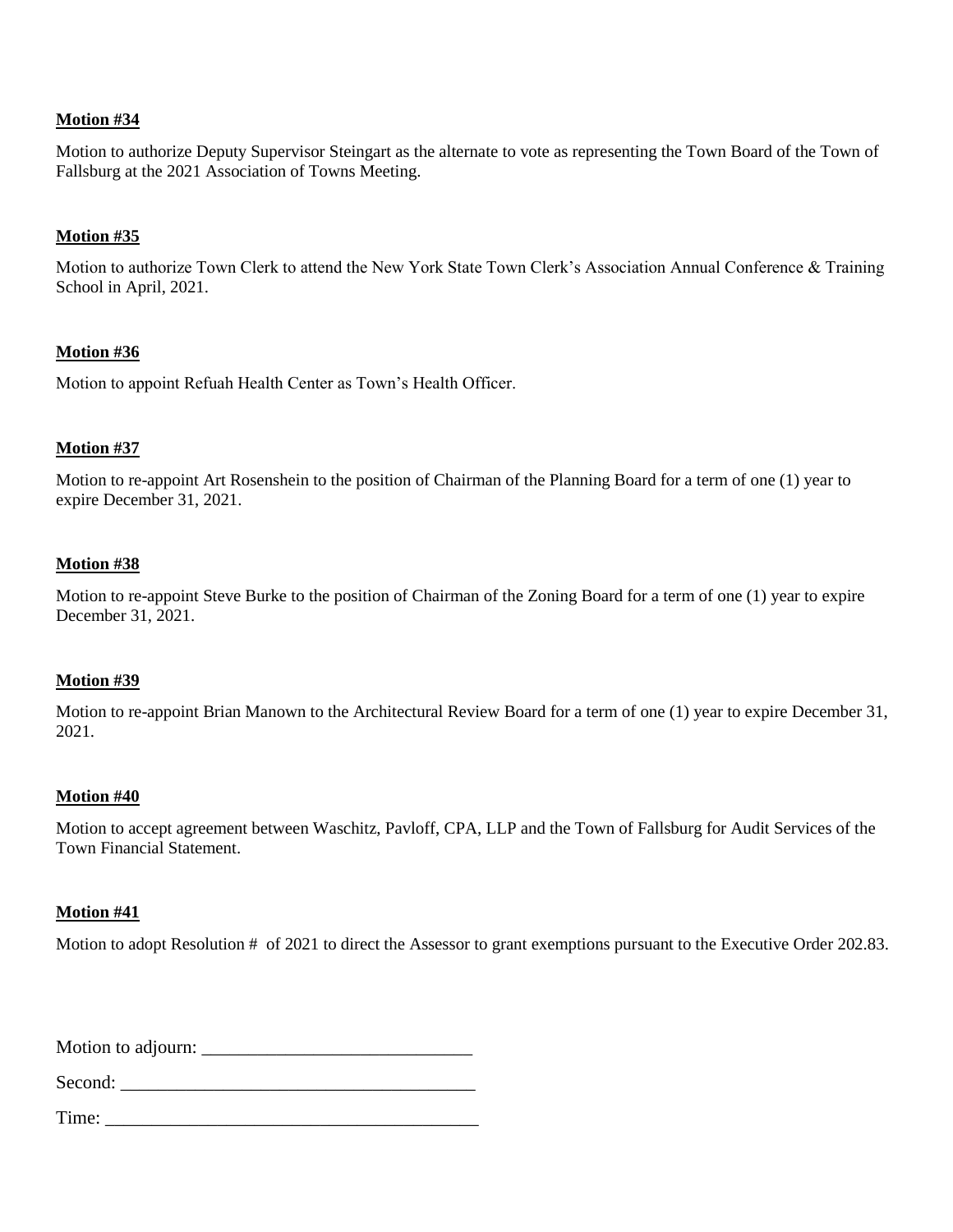**Motion #34**

Motion to authorize Deputy Supervisor Steingart as the alternate to vote as representing the Town Board of the Town of Fallsburg at the 2021 Association of Towns Meeting.

**Motion #35**

Motion to authorize Town Clerk to attend the New York State Town Clerk's Association Annual Conference & Training School in April, 2021.

**Motion #36**

Motion to appoint Refuah Health Center as Town's Health Officer.

**Motion #37**

Motion to re-appoint Art Rosenshein to the position of Chairman of the Planning Board for a term of one (1) year to expire December 31, 2021.

**Motion #38**

Motion to re-appoint Steve Burke to the position of Chairman of the Zoning Board for a term of one (1) year to expire December 31, 2021.

**Motion #39**

Motion to re-appoint Brian Manown to the Architectural Review Board for a term of one (1) year to expire December 31, 2021.

**Motion #40**

Motion to accept agreement between Waschitz, Pavloff, CPA, LLP and the Town of Fallsburg for Audit Services of the Town Financial Statement.

**Motion #41**

Motion to adopt Resolution # of 2021 to direct the Assessor to grant exemptions pursuant to the Executive Order 202.83.

Motion to adjourn: ______________________________

Second: ______________________________________

Time: _________________________________________